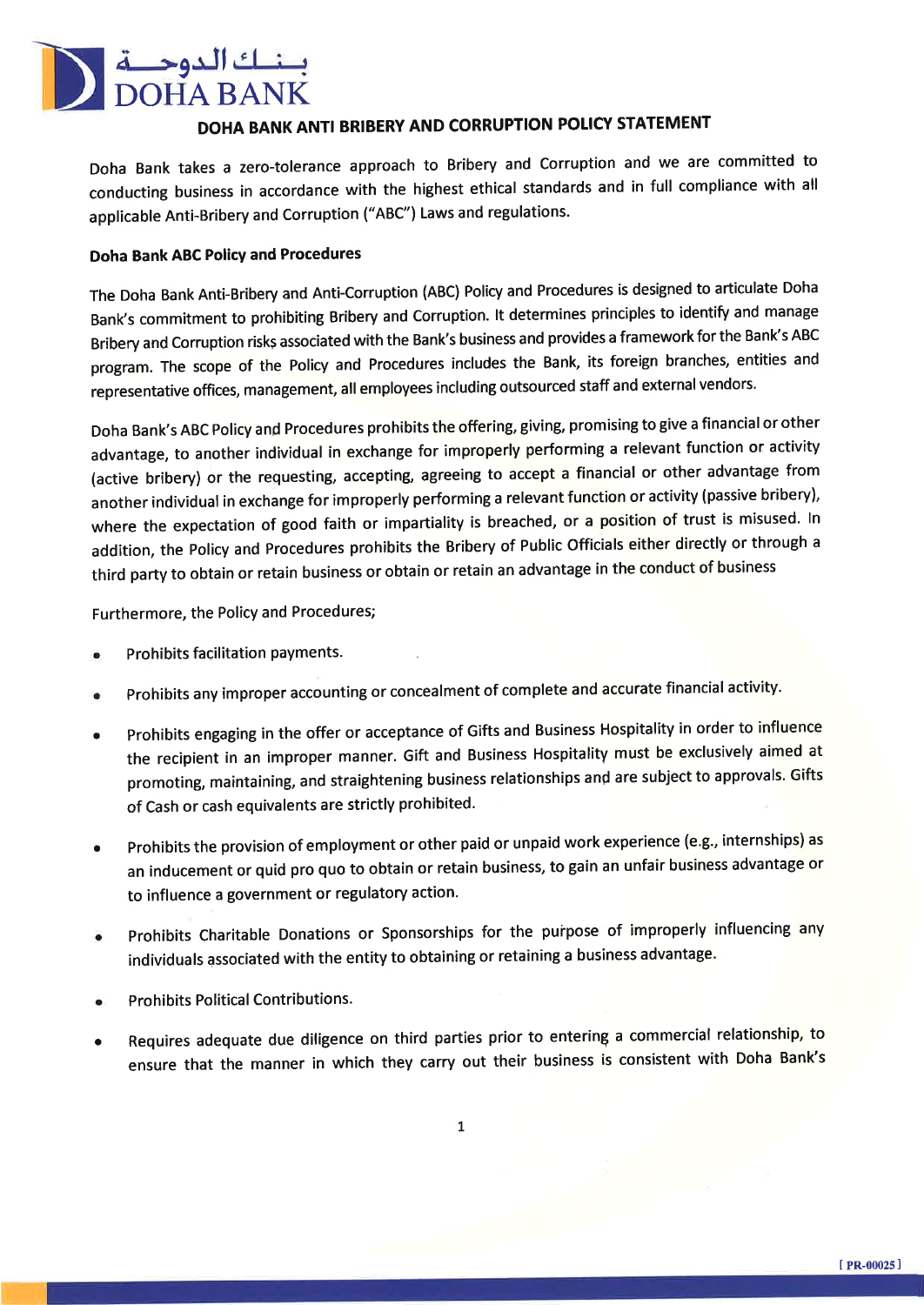بـنـك الدوحـة
DOHA BANK

# DOHA BANK ANTI BRIBERY AND CORRUPTION POLICY STATEMENT

Doha Bank takes a zero-tolerance approach to Bribery and Corruption and we are committed to conducting business in accordance with the highest ethical standards and in full compliance with all applicable Anti-Bribery and Corruption ("ABC") Laws and regulations.

## Doha Bank ABC Policy and Procedures

The Doha Bank Anti-Bribery and Anti-Corruption (ABC) Policy and Procedures is designed to articulate Doha Bank's commitment to prohibiting Bribery and Corruption. It determines principles to identify and manage Bribery and Corruption risks associated with the Bank's business and provides a framework for the Bank's ABC program. The scope of the Policy and Procedures includes the Bank, its foreign branches, entities and representative offices, management, all employees including outsourced staff and external vendors.

Doha Bank's ABC Policy and Procedures prohibits the offering, giving, promising to give a financial or other advantage, to another individual in exchange for improperly performing a relevant function or activity (active bribery) or the requesting, accepting, agreeing to accept a financial or other advantage from another individual in exchange for improperly performing a relevant function or activity (passive bribery), where the expectation of good faith or impartiality is breached, or a position of trust is misused. In addition, the Policy and Procedures prohibits the Bribery of Public Officials either directly or through a third party to obtain or retain business or obtain or retain an advantage in the conduct of business

Furthermore, the Policy and Procedures;

- Prohibits facilitation payments.
- Prohibits any improper accounting or concealment of complete and accurate financial activity.
- Prohibits engaging in the offer or acceptance of Gifts and Business Hospitality in order to influence the recipient in an improper manner. Gift and Business Hospitality must be exclusively aimed at promoting, maintaining, and straightening business relationships and are subject to approvals. Gifts of Cash or cash equivalents are strictly prohibited.
- Prohibits the provision of employment or other paid or unpaid work experience (e.g., internships) as an inducement or quid pro quo to obtain or retain business, to gain an unfair business advantage or to influence a government or regulatory action.
- Prohibits Charitable Donations or Sponsorships for the purpose of improperly influencing any individuals associated with the entity to obtaining or retaining a business advantage.
- Prohibits Political Contributions.
- Requires adequate due diligence on third parties prior to entering a commercial relationship, to ensure that the manner in which they carry out their business is consistent with Doha Bank's

[ PR-00025 ]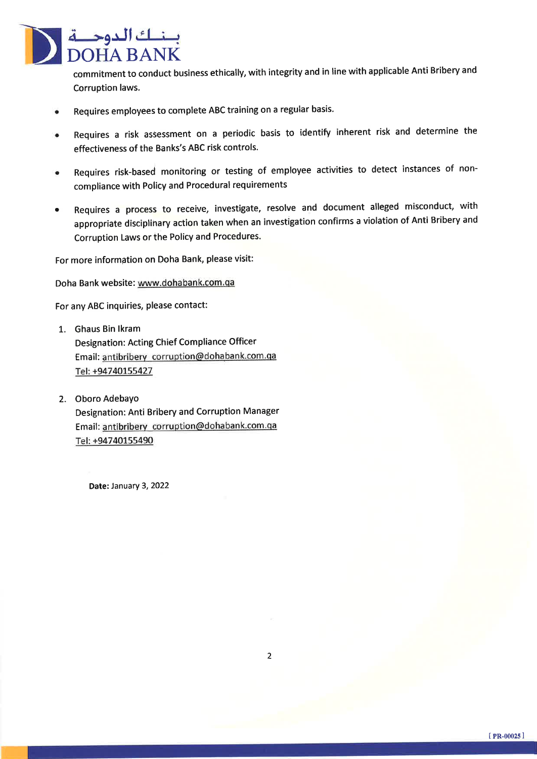commitment to conduct business ethically, with integrity and in line with applicable Anti Bribery and Corruption laws.

- Requires employees to complete ABC training on a regular basis.
- Requires a risk assessment on a periodic basis to identify inherent risk and determine the effectiveness of the Banks's ABC risk controls.
- Requires risk-based monitoring or testing of employee activities to detect instances of non-compliance with Policy and Procedural requirements
- Requires a process to receive, investigate, resolve and document alleged misconduct, with appropriate disciplinary action taken when an investigation confirms a violation of Anti Bribery and Corruption Laws or the Policy and Procedures.

For more information on Doha Bank, please visit:

Doha Bank website: www.dohabank.com.qa

For any ABC inquiries, please contact:

1. Ghaus Bin Ikram
   Designation: Acting Chief Compliance Officer
   Email: antibribery_corruption@dohabank.com.qa
   Tel: +94740155427

2. Oboro Adebayo
   Designation: Anti Bribery and Corruption Manager
   Email: antibribery_corruption@dohabank.com.qa
   Tel: +94740155490

**Date:** January 3, 2022

[ PR-00025 ]